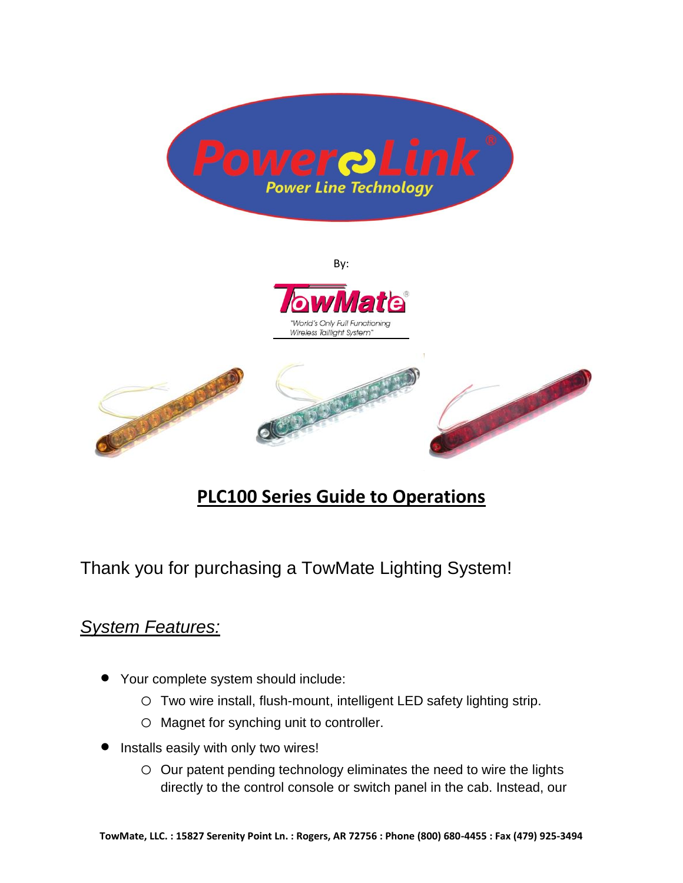PowerLink®

Power Line Technology

By:

TowMate®

"World's Only Full Functioning Wireless Taillight System"

## PLC100 Series Guide to Operations

Thank you for purchasing a TowMate Lighting System!

### *System Features:*

- Your complete system should include:
  - Two wire install, flush-mount, intelligent LED safety lighting strip.
  - Magnet for synching unit to controller.
- Installs easily with only two wires!
  - Our patent pending technology eliminates the need to wire the lights directly to the control console or switch panel in the cab. Instead, our

TowMate, LLC. : 15827 Serenity Point Ln. : Rogers, AR 72756 : Phone (800) 680-4455 : Fax (479) 925-3494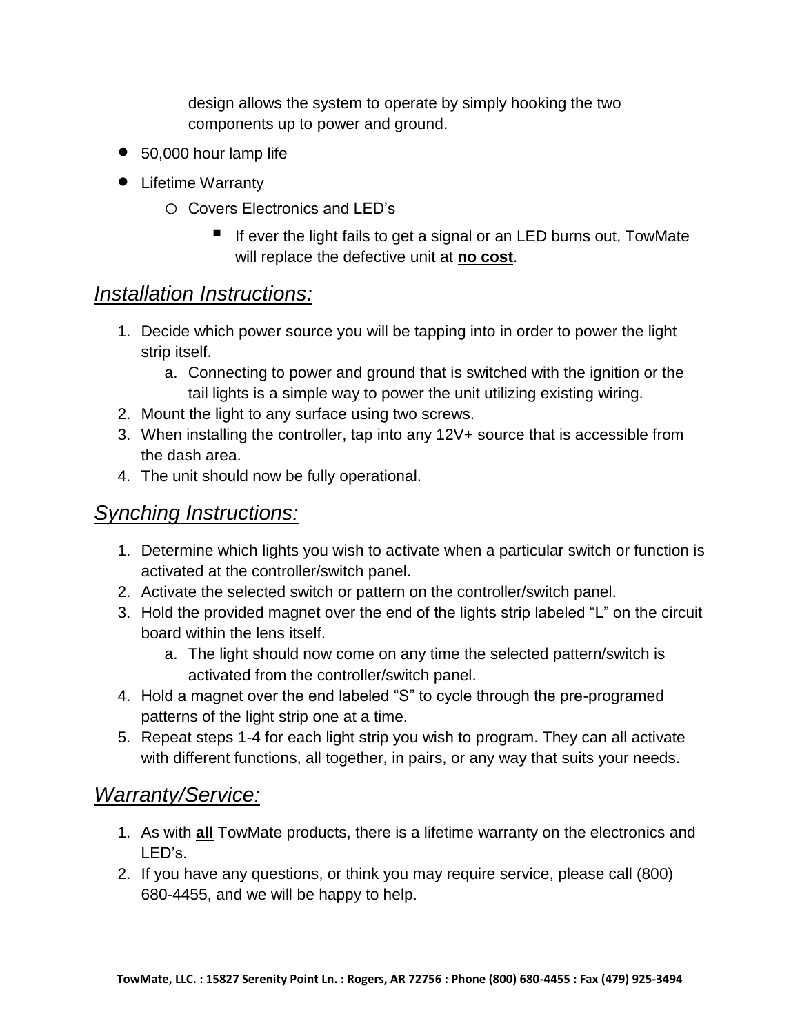design allows the system to operate by simply hooking the two components up to power and ground.

- 50,000 hour lamp life
- Lifetime Warranty
  - Covers Electronics and LED's
    - If ever the light fails to get a signal or an LED burns out, TowMate will replace the defective unit at **no cost**.

## *Installation Instructions:*

1. Decide which power source you will be tapping into in order to power the light strip itself.
   a. Connecting to power and ground that is switched with the ignition or the tail lights is a simple way to power the unit utilizing existing wiring.
2. Mount the light to any surface using two screws.
3. When installing the controller, tap into any 12V+ source that is accessible from the dash area.
4. The unit should now be fully operational.

## *Synching Instructions:*

1. Determine which lights you wish to activate when a particular switch or function is activated at the controller/switch panel.
2. Activate the selected switch or pattern on the controller/switch panel.
3. Hold the provided magnet over the end of the lights strip labeled "L" on the circuit board within the lens itself.
   a. The light should now come on any time the selected pattern/switch is activated from the controller/switch panel.
4. Hold a magnet over the end labeled "S" to cycle through the pre-programed patterns of the light strip one at a time.
5. Repeat steps 1-4 for each light strip you wish to program. They can all activate with different functions, all together, in pairs, or any way that suits your needs.

## *Warranty/Service:*

1. As with **all** TowMate products, there is a lifetime warranty on the electronics and LED's.
2. If you have any questions, or think you may require service, please call (800) 680-4455, and we will be happy to help.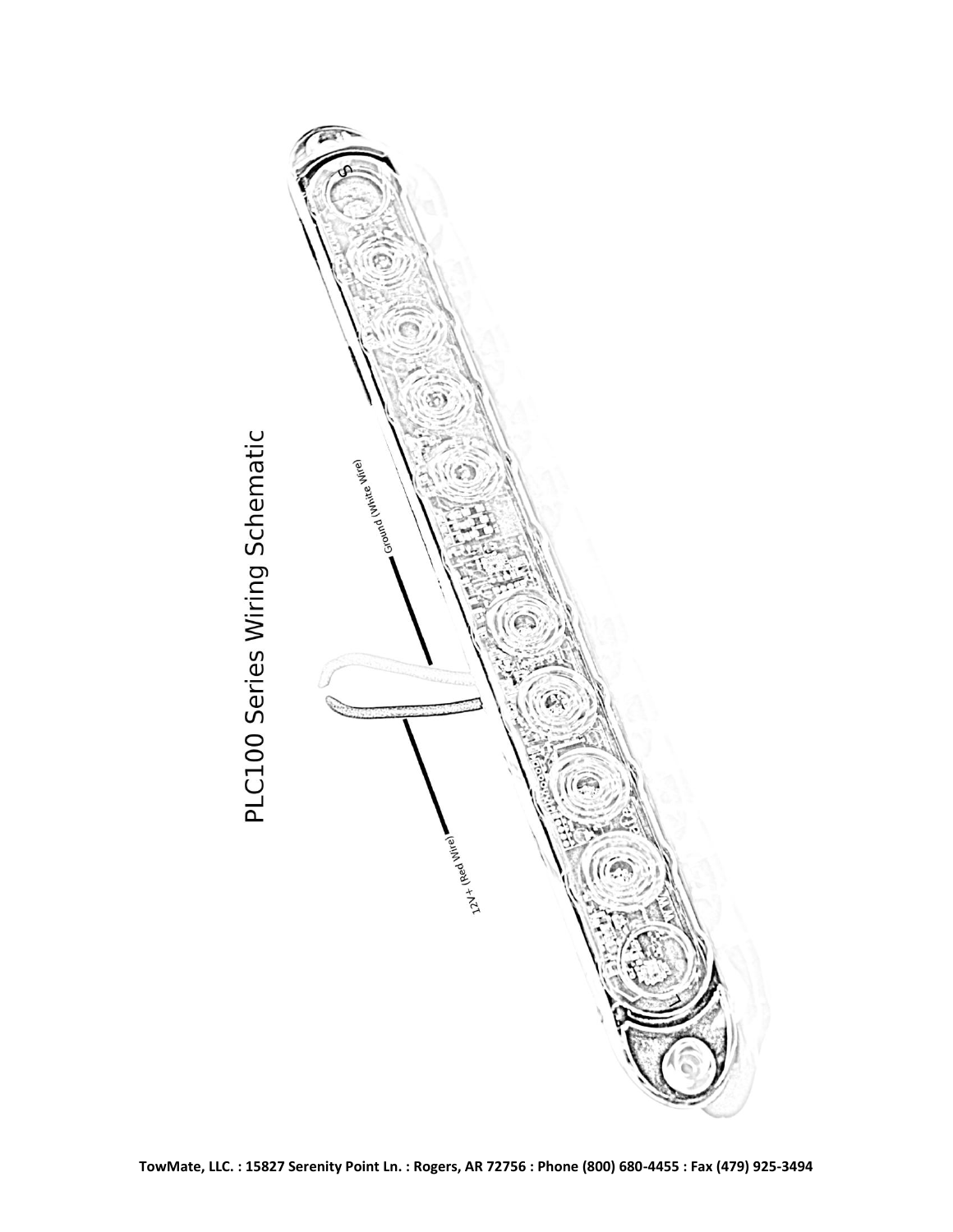# PLC100 Series Wiring Schematic

Ground (White Wire)

12V+ (Red Wire)

**TowMate, LLC. : 15827 Serenity Point Ln. : Rogers, AR 72756 : Phone (800) 680-4455 : Fax (479) 925-3494**